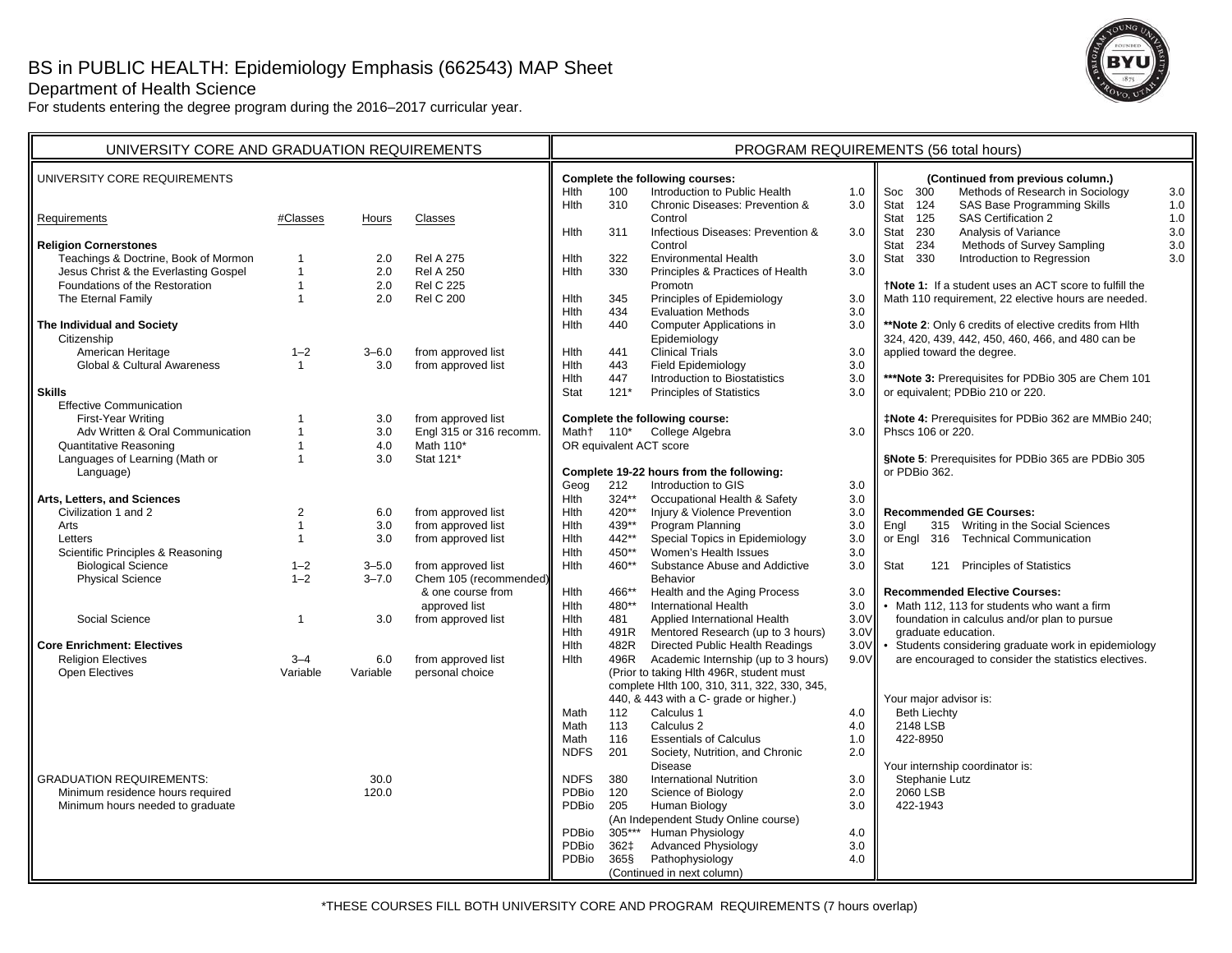# BS in PUBLIC HEALTH: Epidemiology Emphasis (662543) MAP Sheet

## Department of Health Science

For students entering the degree program during the 2016–2017 curricular year.

## UNIVERSITY CORE AND GRADUATION REQUIREMENTS

### UNIVERSITY CORE REQUIREMENTS

| Requirements | #Classes | Hours | Classes |
|---|---|---|---|
| **Religion Cornerstones** | | | |
| Teachings & Doctrine, Book of Mormon | 1 | 2.0 | Rel A 275 |
| Jesus Christ & the Everlasting Gospel | 1 | 2.0 | Rel A 250 |
| Foundations of the Restoration | 1 | 2.0 | Rel C 225 |
| The Eternal Family | 1 | 2.0 | Rel C 200 |
| **The Individual and Society** | | | |
| Citizenship | | | |
| American Heritage | 1–2 | 3–6.0 | from approved list |
| Global & Cultural Awareness | 1 | 3.0 | from approved list |
| **Skills** | | | |
| Effective Communication | | | |
| First-Year Writing | 1 | 3.0 | from approved list |
| Adv Written & Oral Communication | 1 | 3.0 | Engl 315 or 316 recomm. |
| Quantitative Reasoning | 1 | 4.0 | Math 110* |
| Languages of Learning (Math or Language) | 1 | 3.0 | Stat 121* |
| **Arts, Letters, and Sciences** | | | |
| Civilization 1 and 2 | 2 | 6.0 | from approved list |
| Arts | 1 | 3.0 | from approved list |
| Letters | 1 | 3.0 | from approved list |
| Scientific Principles & Reasoning | | | |
| Biological Science | 1–2 | 3–5.0 | from approved list |
| Physical Science | 1–2 | 3–7.0 | Chem 105 (recommended) & one course from approved list |
| Social Science | 1 | 3.0 | from approved list |
| **Core Enrichment: Electives** | | | |
| Religion Electives | 3–4 | 6.0 | from approved list |
| Open Electives | Variable | Variable | personal choice |

| GRADUATION REQUIREMENTS: | |
|---|---|
| Minimum residence hours required | 30.0 |
| Minimum hours needed to graduate | 120.0 |

## PROGRAM REQUIREMENTS (56 total hours)

**Complete the following courses:**

| Dept | Course | Title | Hours |
|---|---|---|---|
| Hlth | 100 | Introduction to Public Health | 1.0 |
| Hlth | 310 | Chronic Diseases: Prevention & Control | 3.0 |
| Hlth | 311 | Infectious Diseases: Prevention & Control | 3.0 |
| Hlth | 322 | Environmental Health | 3.0 |
| Hlth | 330 | Principles & Practices of Health Promotn | 3.0 |
| Hlth | 345 | Principles of Epidemiology | 3.0 |
| Hlth | 434 | Evaluation Methods | 3.0 |
| Hlth | 440 | Computer Applications in Epidemiology | 3.0 |
| Hlth | 441 | Clinical Trials | 3.0 |
| Hlth | 443 | Field Epidemiology | 3.0 |
| Hlth | 447 | Introduction to Biostatistics | 3.0 |
| Stat | 121* | Principles of Statistics | 3.0 |

**Complete the following course:**

| Dept | Course | Title | Hours |
|---|---|---|---|
| Math† | 110* | College Algebra | 3.0 |

OR equivalent ACT score

**Complete 19-22 hours from the following:**

| Dept | Course | Title | Hours |
|---|---|---|---|
| Geog | 212 | Introduction to GIS | 3.0 |
| Hlth | 324** | Occupational Health & Safety | 3.0 |
| Hlth | 420** | Injury & Violence Prevention | 3.0 |
| Hlth | 439** | Program Planning | 3.0 |
| Hlth | 442** | Special Topics in Epidemiology | 3.0 |
| Hlth | 450** | Women's Health Issues | 3.0 |
| Hlth | 460** | Substance Abuse and Addictive Behavior | 3.0 |
| Hlth | 466** | Health and the Aging Process | 3.0 |
| Hlth | 480** | International Health | 3.0 |
| Hlth | 481 | Applied International Health | 3.0V |
| Hlth | 491R | Mentored Research (up to 3 hours) | 3.0V |
| Hlth | 482R | Directed Public Health Readings | 3.0V |
| Hlth | 496R | Academic Internship (up to 3 hours) (Prior to taking Hlth 496R, student must complete Hlth 100, 310, 311, 322, 330, 345, 440, & 443 with a C- grade or higher.) | 9.0V |
| Math | 112 | Calculus 1 | 4.0 |
| Math | 113 | Calculus 2 | 4.0 |
| Math | 116 | Essentials of Calculus | 1.0 |
| NDFS | 201 | Society, Nutrition, and Chronic Disease | 2.0 |
| NDFS | 380 | International Nutrition | 3.0 |
| PDBio | 120 | Science of Biology | 2.0 |
| PDBio | 205 | Human Biology (An Independent Study Online course) | 3.0 |
| PDBio | 305*** | Human Physiology | 4.0 |
| PDBio | 362‡ | Advanced Physiology | 3.0 |
| PDBio | 365§ | Pathophysiology | 4.0 |
| Soc | 300 | Methods of Research in Sociology | 3.0 |
| Stat | 124 | SAS Base Programming Skills | 1.0 |
| Stat | 125 | SAS Certification 2 | 1.0 |
| Stat | 230 | Analysis of Variance | 3.0 |
| Stat | 234 | Methods of Survey Sampling | 3.0 |
| Stat | 330 | Introduction to Regression | 3.0 |

**†Note 1:** If a student uses an ACT score to fulfill the Math 110 requirement, 22 elective hours are needed.

****Note 2**: Only 6 credits of elective credits from Hlth 324, 420, 439, 442, 450, 460, 466, and 480 can be applied toward the degree.

*****Note 3:** Prerequisites for PDBio 305 are Chem 101 or equivalent; PDBio 210 or 220.

**‡Note 4:** Prerequisites for PDBio 362 are MMBio 240; Phscs 106 or 220.

**§Note 5**: Prerequisites for PDBio 365 are PDBio 305 or PDBio 362.

**Recommended GE Courses:**

- Engl 315 Writing in the Social Sciences
- or Engl 316 Technical Communication
- Stat 121 Principles of Statistics

**Recommended Elective Courses:**

- Math 112, 113 for students who want a firm foundation in calculus and/or plan to pursue graduate education.
- Students considering graduate work in epidemiology are encouraged to consider the statistics electives.

Your major advisor is:
Beth Liechty
2148 LSB
422-8950

Your internship coordinator is:
Stephanie Lutz
2060 LSB
422-1943

*THESE COURSES FILL BOTH UNIVERSITY CORE AND PROGRAM REQUIREMENTS (7 hours overlap)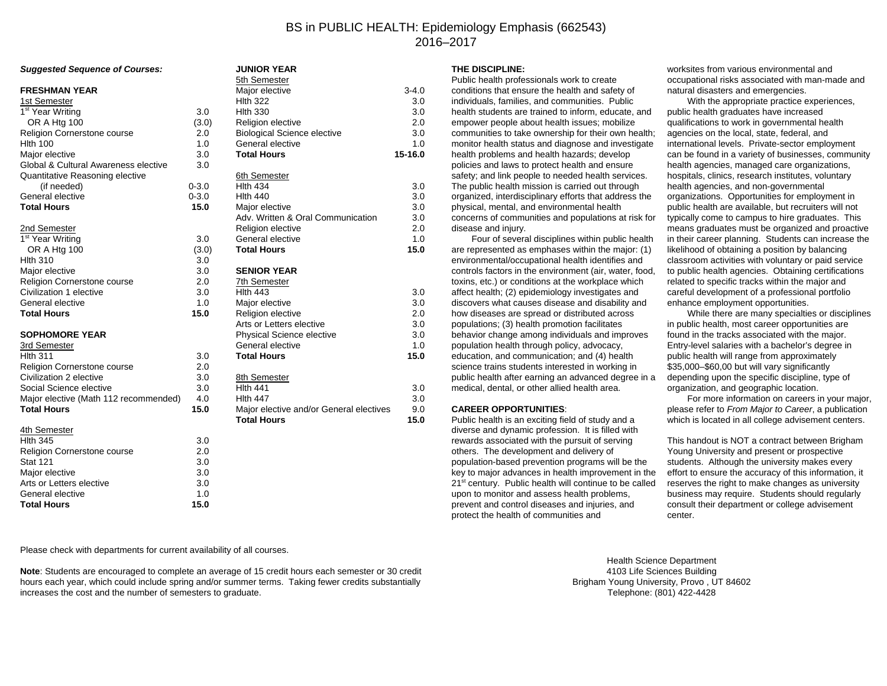# BS in PUBLIC HEALTH: Epidemiology Emphasis (662543)
## 2016–2017

***Suggested Sequence of Courses:***

### FRESHMAN YEAR

1st Semester

| | |
|---|---|
| 1st Year Writing | 3.0 |
| OR A Htg 100 | (3.0) |
| Religion Cornerstone course | 2.0 |
| Hlth 100 | 1.0 |
| Major elective | 3.0 |
| Global & Cultural Awareness elective | 3.0 |
| Quantitative Reasoning elective (if needed) | 0-3.0 |
| General elective | 0-3.0 |
| **Total Hours** | **15.0** |

2nd Semester

| | |
|---|---|
| 1st Year Writing | 3.0 |
| OR A Htg 100 | (3.0) |
| Hlth 310 | 3.0 |
| Major elective | 3.0 |
| Religion Cornerstone course | 2.0 |
| Civilization 1 elective | 3.0 |
| General elective | 1.0 |
| **Total Hours** | **15.0** |

### SOPHOMORE YEAR

3rd Semester

| | |
|---|---|
| Hlth 311 | 3.0 |
| Religion Cornerstone course | 2.0 |
| Civilization 2 elective | 3.0 |
| Social Science elective | 3.0 |
| Major elective (Math 112 recommended) | 4.0 |
| **Total Hours** | **15.0** |

4th Semester

| | |
|---|---|
| Hlth 345 | 3.0 |
| Religion Cornerstone course | 2.0 |
| Stat 121 | 3.0 |
| Major elective | 3.0 |
| Arts or Letters elective | 3.0 |
| General elective | 1.0 |
| **Total Hours** | **15.0** |

### JUNIOR YEAR

5th Semester

| | |
|---|---|
| Major elective | 3-4.0 |
| Hlth 322 | 3.0 |
| Hlth 330 | 3.0 |
| Religion elective | 2.0 |
| Biological Science elective | 3.0 |
| General elective | 1.0 |
| **Total Hours** | **15-16.0** |

6th Semester

| | |
|---|---|
| Hlth 434 | 3.0 |
| Hlth 440 | 3.0 |
| Major elective | 3.0 |
| Adv. Written & Oral Communication | 3.0 |
| Religion elective | 2.0 |
| General elective | 1.0 |
| **Total Hours** | **15.0** |

### SENIOR YEAR

7th Semester

| | |
|---|---|
| Hlth 443 | 3.0 |
| Major elective | 3.0 |
| Religion elective | 2.0 |
| Arts or Letters elective | 3.0 |
| Physical Science elective | 3.0 |
| General elective | 1.0 |
| **Total Hours** | **15.0** |

8th Semester

| | |
|---|---|
| Hlth 441 | 3.0 |
| Hlth 447 | 3.0 |
| Major elective and/or General electives | 9.0 |
| **Total Hours** | **15.0** |

### THE DISCIPLINE:

Public health professionals work to create conditions that ensure the health and safety of individuals, families, and communities. Public health students are trained to inform, educate, and empower people about health issues; mobilize communities to take ownership for their own health; monitor health status and diagnose and investigate health problems and health hazards; develop policies and laws to protect health and ensure safety; and link people to needed health services. The public health mission is carried out through organized, interdisciplinary efforts that address the physical, mental, and environmental health concerns of communities and populations at risk for disease and injury.

Four of several disciplines within public health are represented as emphases within the major: (1) environmental/occupational health identifies and controls factors in the environment (air, water, food, toxins, etc.) or conditions at the workplace which affect health; (2) epidemiology investigates and discovers what causes disease and disability and how diseases are spread or distributed across populations; (3) health promotion facilitates behavior change among individuals and improves population health through policy, advocacy, education, and communication; and (4) health science trains students interested in working in public health after earning an advanced degree in a medical, dental, or other allied health area.

### CAREER OPPORTUNITIES:

Public health is an exciting field of study and a diverse and dynamic profession. It is filled with rewards associated with the pursuit of serving others. The development and delivery of population-based prevention programs will be the key to major advances in health improvement in the 21st century. Public health will continue to be called upon to monitor and assess health problems, prevent and control diseases and injuries, and protect the health of communities and worksites from various environmental and occupational risks associated with man-made and natural disasters and emergencies.

With the appropriate practice experiences, public health graduates have increased qualifications to work in governmental health agencies on the local, state, federal, and international levels. Private-sector employment can be found in a variety of businesses, community health agencies, managed care organizations, hospitals, clinics, research institutes, voluntary health agencies, and non-governmental organizations. Opportunities for employment in public health are available, but recruiters will not typically come to campus to hire graduates. This means graduates must be organized and proactive in their career planning. Students can increase the likelihood of obtaining a position by balancing classroom activities with voluntary or paid service to public health agencies. Obtaining certifications related to specific tracks within the major and careful development of a professional portfolio enhance employment opportunities.

While there are many specialties or disciplines in public health, most career opportunities are found in the tracks associated with the major. Entry-level salaries with a bachelor's degree in public health will range from approximately $35,000–$60,00 but will vary significantly depending upon the specific discipline, type of organization, and geographic location.

For more information on careers in your major, please refer to *From Major to Career*, a publication which is located in all college advisement centers.

This handout is NOT a contract between Brigham Young University and present or prospective students. Although the university makes every effort to ensure the accuracy of this information, it reserves the right to make changes as university business may require. Students should regularly consult their department or college advisement center.

Please check with departments for current availability of all courses.

**Note**: Students are encouraged to complete an average of 15 credit hours each semester or 30 credit hours each year, which could include spring and/or summer terms. Taking fewer credits substantially increases the cost and the number of semesters to graduate.

Health Science Department
4103 Life Sciences Building
Brigham Young University, Provo , UT 84602
Telephone: (801) 422-4428